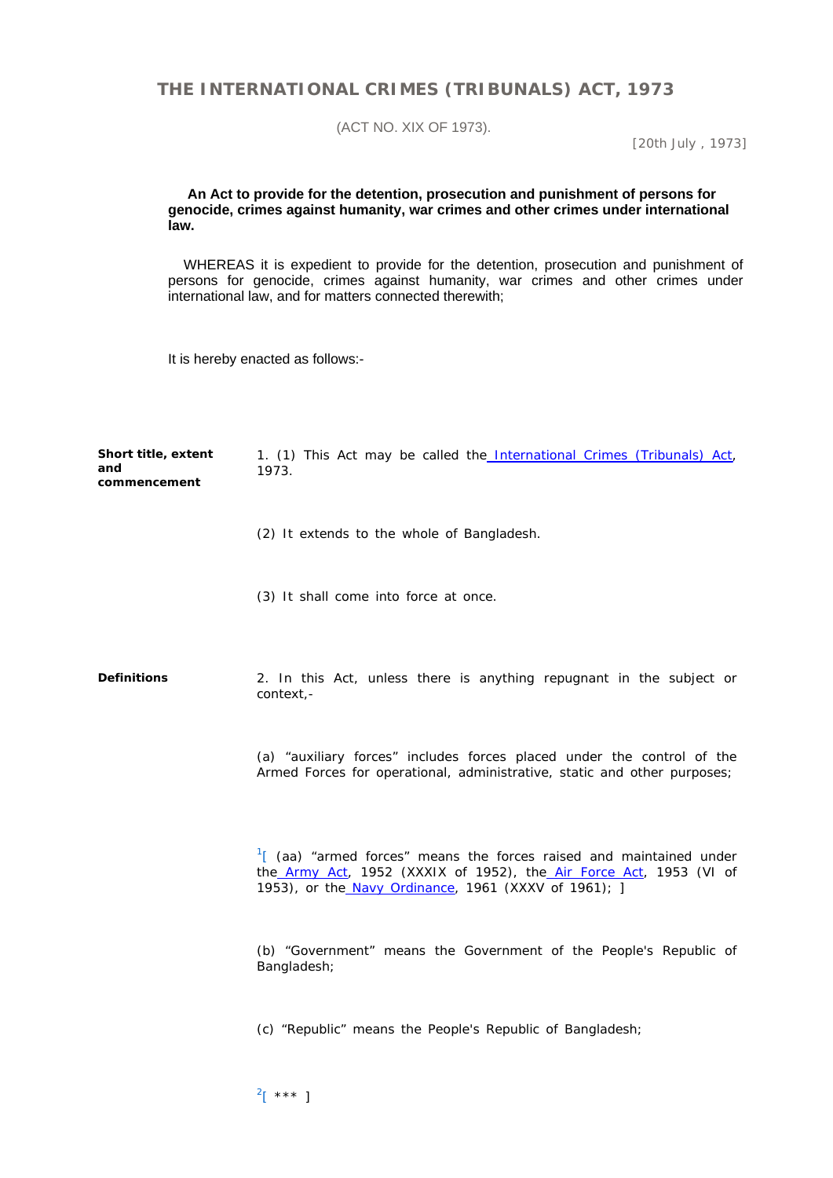# THE INTERNATIONAL CRIMES (TRIBUNALS) ACT, 1973

(ACT NO. XIX OF 1973).

[20th July , 1973]

**An Act to provide for the detention, prosecution and punishment of persons for genocide, crimes against humanity, war crimes and other crimes under international law.**

WHEREAS it is expedient to provide for the detention, prosecution and punishment of persons for genocide, crimes against humanity, war crimes and other crimes under international law, and for matters connected therewith;

It is hereby enacted as follows:-

**Short title, extent and commencement**

1. (1) This Act may be called the International Crimes (Tribunals) Act, 1973.

(2) It extends to the whole of Bangladesh.

(3) It shall come into force at once.

**Definitions**

2. In this Act, unless there is anything repugnant in the subject or context,-

(a) "auxiliary forces" includes forces placed under the control of the Armed Forces for operational, administrative, static and other purposes;

[1][ (aa) "armed forces" means the forces raised and maintained under the Army Act, 1952 (XXXIX of 1952), the Air Force Act, 1953 (VI of 1953), or the Navy Ordinance, 1961 (XXXV of 1961); ]

(b) "Government" means the Government of the People's Republic of Bangladesh;

(c) "Republic" means the People's Republic of Bangladesh;

[2][ *** ]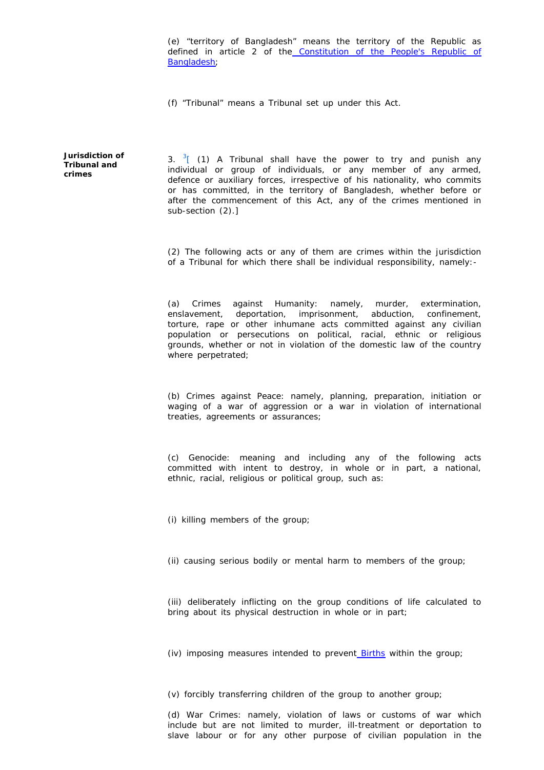(e) "territory of Bangladesh" means the territory of the Republic as defined in article 2 of the Constitution of the People's Republic of Bangladesh;

(f) "Tribunal" means a Tribunal set up under this Act.

**Jurisdiction of Tribunal and crimes**

3. [3][ (1) A Tribunal shall have the power to try and punish any individual or group of individuals, or any member of any armed, defence or auxiliary forces, irrespective of his nationality, who commits or has committed, in the territory of Bangladesh, whether before or after the commencement of this Act, any of the crimes mentioned in sub-section (2).]

(2) The following acts or any of them are crimes within the jurisdiction of a Tribunal for which there shall be individual responsibility, namely:-

(a) Crimes against Humanity: namely, murder, extermination, enslavement, deportation, imprisonment, abduction, confinement, torture, rape or other inhumane acts committed against any civilian population or persecutions on political, racial, ethnic or religious grounds, whether or not in violation of the domestic law of the country where perpetrated;

(b) Crimes against Peace: namely, planning, preparation, initiation or waging of a war of aggression or a war in violation of international treaties, agreements or assurances;

(c) Genocide: meaning and including any of the following acts committed with intent to destroy, in whole or in part, a national, ethnic, racial, religious or political group, such as:

(i) killing members of the group;

(ii) causing serious bodily or mental harm to members of the group;

(iii) deliberately inflicting on the group conditions of life calculated to bring about its physical destruction in whole or in part;

(iv) imposing measures intended to prevent Births within the group;

(v) forcibly transferring children of the group to another group;

(d) War Crimes: namely, violation of laws or customs of war which include but are not limited to murder, ill-treatment or deportation to slave labour or for any other purpose of civilian population in the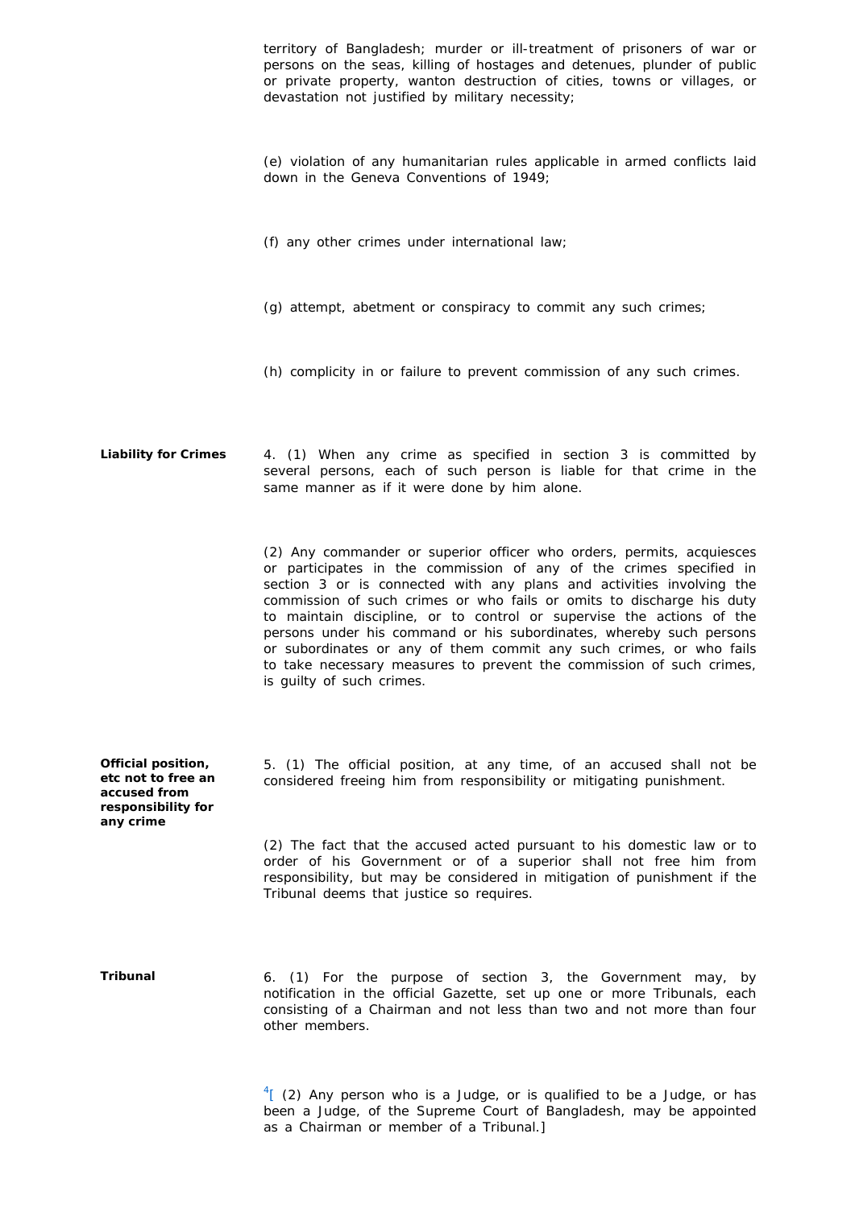territory of Bangladesh; murder or ill-treatment of prisoners of war or persons on the seas, killing of hostages and detenues, plunder of public or private property, wanton destruction of cities, towns or villages, or devastation not justified by military necessity;

(e) violation of any humanitarian rules applicable in armed conflicts laid down in the Geneva Conventions of 1949;

(f) any other crimes under international law;

(g) attempt, abetment or conspiracy to commit any such crimes;

(h) complicity in or failure to prevent commission of any such crimes.

**Liability for Crimes**

4. (1) When any crime as specified in section 3 is committed by several persons, each of such person is liable for that crime in the same manner as if it were done by him alone.

(2) Any commander or superior officer who orders, permits, acquiesces or participates in the commission of any of the crimes specified in section 3 or is connected with any plans and activities involving the commission of such crimes or who fails or omits to discharge his duty to maintain discipline, or to control or supervise the actions of the persons under his command or his subordinates, whereby such persons or subordinates or any of them commit any such crimes, or who fails to take necessary measures to prevent the commission of such crimes, is guilty of such crimes.

**Official position, etc not to free an accused from responsibility for any crime**

5. (1) The official position, at any time, of an accused shall not be considered freeing him from responsibility or mitigating punishment.

(2) The fact that the accused acted pursuant to his domestic law or to order of his Government or of a superior shall not free him from responsibility, but may be considered in mitigation of punishment if the Tribunal deems that justice so requires.

**Tribunal**

6. (1) For the purpose of section 3, the Government may, by notification in the official Gazette, set up one or more Tribunals, each consisting of a Chairman and not less than two and not more than four other members.

[4][ (2) Any person who is a Judge, or is qualified to be a Judge, or has been a Judge, of the Supreme Court of Bangladesh, may be appointed as a Chairman or member of a Tribunal.]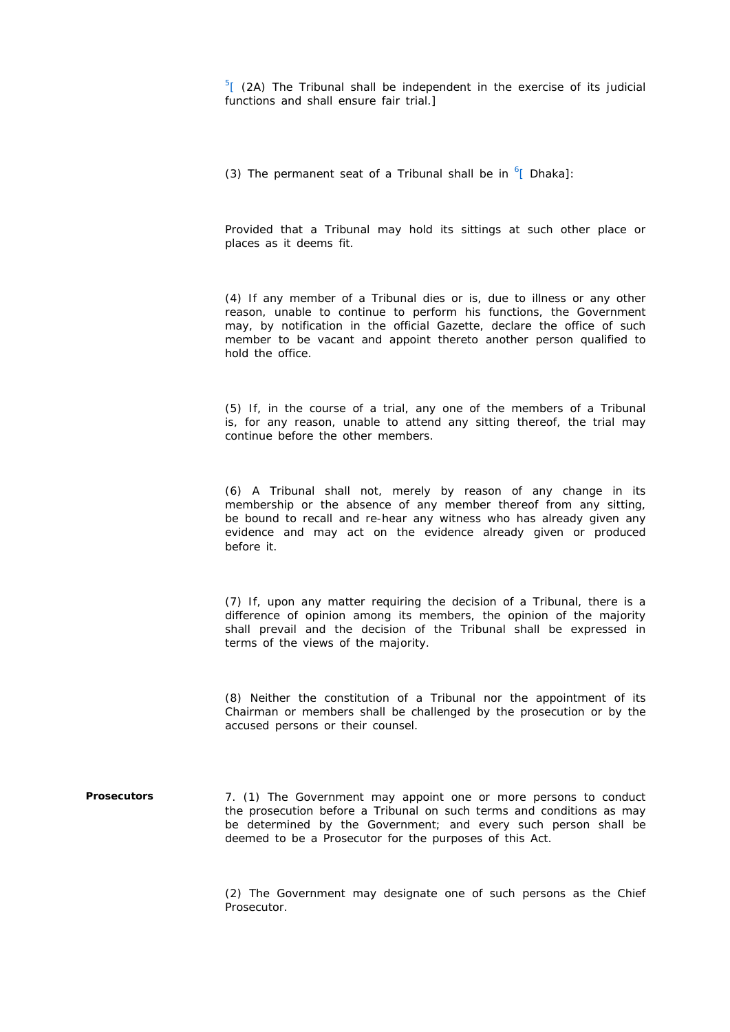[5][ (2A) The Tribunal shall be independent in the exercise of its judicial functions and shall ensure fair trial.]

(3) The permanent seat of a Tribunal shall be in [6][ Dhaka]:

Provided that a Tribunal may hold its sittings at such other place or places as it deems fit.

(4) If any member of a Tribunal dies or is, due to illness or any other reason, unable to continue to perform his functions, the Government may, by notification in the official Gazette, declare the office of such member to be vacant and appoint thereto another person qualified to hold the office.

(5) If, in the course of a trial, any one of the members of a Tribunal is, for any reason, unable to attend any sitting thereof, the trial may continue before the other members.

(6) A Tribunal shall not, merely by reason of any change in its membership or the absence of any member thereof from any sitting, be bound to recall and re-hear any witness who has already given any evidence and may act on the evidence already given or produced before it.

(7) If, upon any matter requiring the decision of a Tribunal, there is a difference of opinion among its members, the opinion of the majority shall prevail and the decision of the Tribunal shall be expressed in terms of the views of the majority.

(8) Neither the constitution of a Tribunal nor the appointment of its Chairman or members shall be challenged by the prosecution or by the accused persons or their counsel.

**Prosecutors**

7. (1) The Government may appoint one or more persons to conduct the prosecution before a Tribunal on such terms and conditions as may be determined by the Government; and every such person shall be deemed to be a Prosecutor for the purposes of this Act.

(2) The Government may designate one of such persons as the Chief Prosecutor.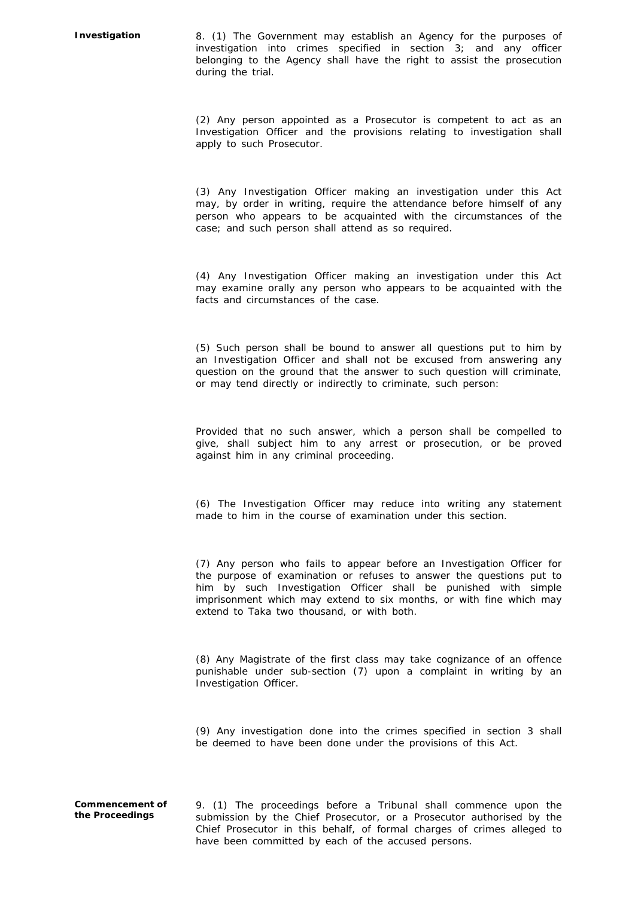**Investigation**

8. (1) The Government may establish an Agency for the purposes of investigation into crimes specified in section 3; and any officer belonging to the Agency shall have the right to assist the prosecution during the trial.

(2) Any person appointed as a Prosecutor is competent to act as an Investigation Officer and the provisions relating to investigation shall apply to such Prosecutor.

(3) Any Investigation Officer making an investigation under this Act may, by order in writing, require the attendance before himself of any person who appears to be acquainted with the circumstances of the case; and such person shall attend as so required.

(4) Any Investigation Officer making an investigation under this Act may examine orally any person who appears to be acquainted with the facts and circumstances of the case.

(5) Such person shall be bound to answer all questions put to him by an Investigation Officer and shall not be excused from answering any question on the ground that the answer to such question will criminate, or may tend directly or indirectly to criminate, such person:

Provided that no such answer, which a person shall be compelled to give, shall subject him to any arrest or prosecution, or be proved against him in any criminal proceeding.

(6) The Investigation Officer may reduce into writing any statement made to him in the course of examination under this section.

(7) Any person who fails to appear before an Investigation Officer for the purpose of examination or refuses to answer the questions put to him by such Investigation Officer shall be punished with simple imprisonment which may extend to six months, or with fine which may extend to Taka two thousand, or with both.

(8) Any Magistrate of the first class may take cognizance of an offence punishable under sub-section (7) upon a complaint in writing by an Investigation Officer.

(9) Any investigation done into the crimes specified in section 3 shall be deemed to have been done under the provisions of this Act.

**Commencement of the Proceedings**

9. (1) The proceedings before a Tribunal shall commence upon the submission by the Chief Prosecutor, or a Prosecutor authorised by the Chief Prosecutor in this behalf, of formal charges of crimes alleged to have been committed by each of the accused persons.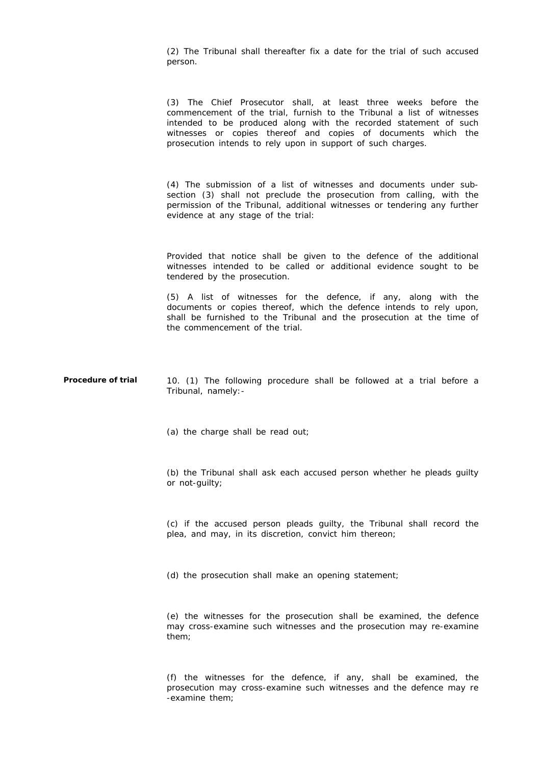(2) The Tribunal shall thereafter fix a date for the trial of such accused person.

(3) The Chief Prosecutor shall, at least three weeks before the commencement of the trial, furnish to the Tribunal a list of witnesses intended to be produced along with the recorded statement of such witnesses or copies thereof and copies of documents which the prosecution intends to rely upon in support of such charges.

(4) The submission of a list of witnesses and documents under sub-section (3) shall not preclude the prosecution from calling, with the permission of the Tribunal, additional witnesses or tendering any further evidence at any stage of the trial:

Provided that notice shall be given to the defence of the additional witnesses intended to be called or additional evidence sought to be tendered by the prosecution.

(5) A list of witnesses for the defence, if any, along with the documents or copies thereof, which the defence intends to rely upon, shall be furnished to the Tribunal and the prosecution at the time of the commencement of the trial.

**Procedure of trial**

10. (1) The following procedure shall be followed at a trial before a Tribunal, namely:-

(a) the charge shall be read out;

(b) the Tribunal shall ask each accused person whether he pleads guilty or not-guilty;

(c) if the accused person pleads guilty, the Tribunal shall record the plea, and may, in its discretion, convict him thereon;

(d) the prosecution shall make an opening statement;

(e) the witnesses for the prosecution shall be examined, the defence may cross-examine such witnesses and the prosecution may re-examine them;

(f) the witnesses for the defence, if any, shall be examined, the prosecution may cross-examine such witnesses and the defence may re-examine them;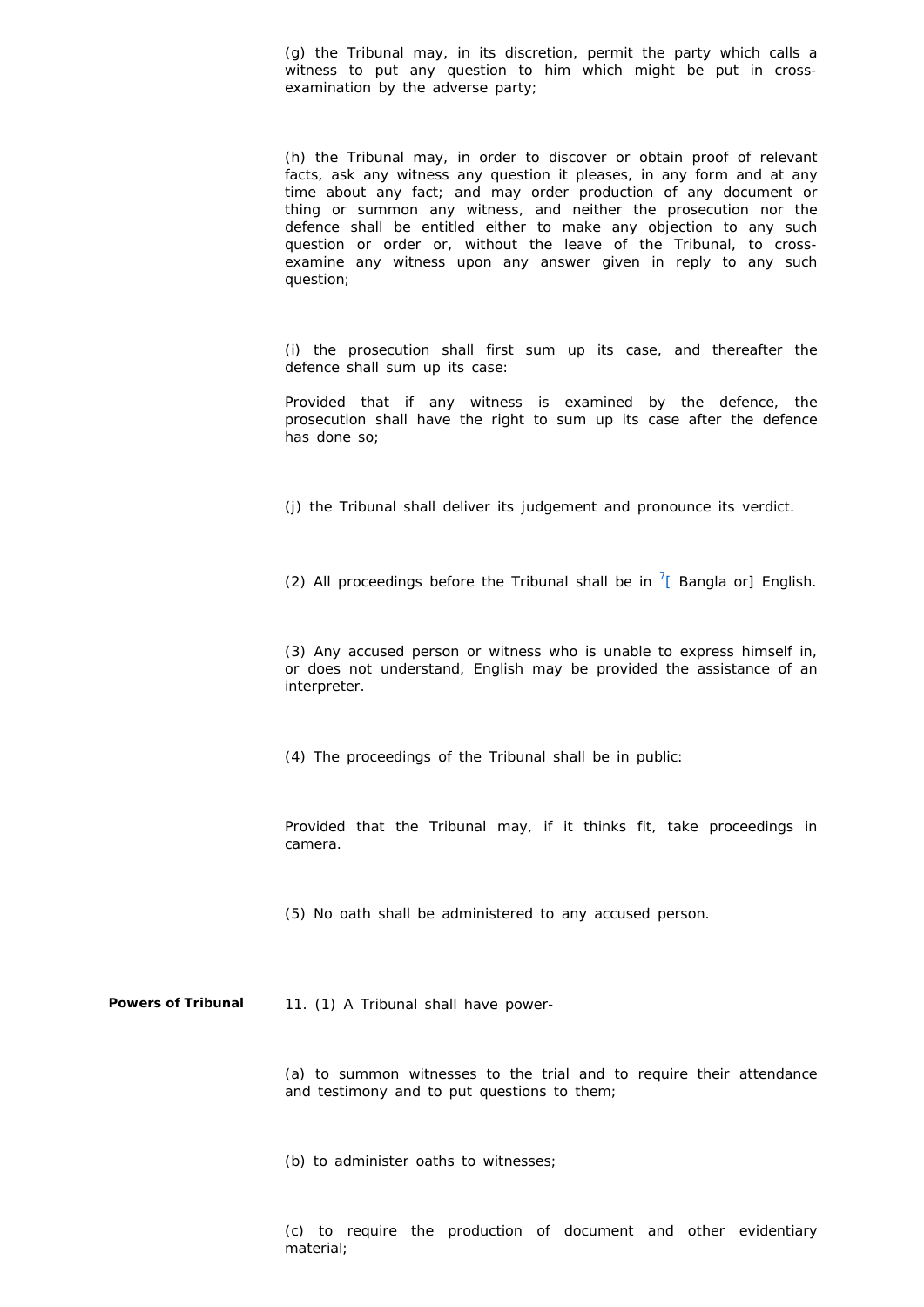(g) the Tribunal may, in its discretion, permit the party which calls a witness to put any question to him which might be put in cross-examination by the adverse party;

(h) the Tribunal may, in order to discover or obtain proof of relevant facts, ask any witness any question it pleases, in any form and at any time about any fact; and may order production of any document or thing or summon any witness, and neither the prosecution nor the defence shall be entitled either to make any objection to any such question or order or, without the leave of the Tribunal, to cross-examine any witness upon any answer given in reply to any such question;

(i) the prosecution shall first sum up its case, and thereafter the defence shall sum up its case:

Provided that if any witness is examined by the defence, the prosecution shall have the right to sum up its case after the defence has done so;

(j) the Tribunal shall deliver its judgement and pronounce its verdict.

(2) All proceedings before the Tribunal shall be in [7][ Bangla or] English.

(3) Any accused person or witness who is unable to express himself in, or does not understand, English may be provided the assistance of an interpreter.

(4) The proceedings of the Tribunal shall be in public:

Provided that the Tribunal may, if it thinks fit, take proceedings in camera.

(5) No oath shall be administered to any accused person.

**Powers of Tribunal**

11. (1) A Tribunal shall have power-

(a) to summon witnesses to the trial and to require their attendance and testimony and to put questions to them;

(b) to administer oaths to witnesses;

(c) to require the production of document and other evidentiary material;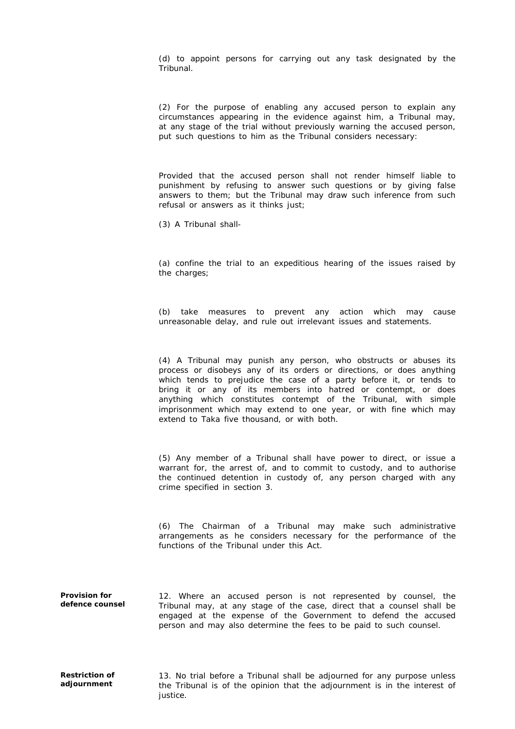(d) to appoint persons for carrying out any task designated by the Tribunal.

(2) For the purpose of enabling any accused person to explain any circumstances appearing in the evidence against him, a Tribunal may, at any stage of the trial without previously warning the accused person, put such questions to him as the Tribunal considers necessary:

Provided that the accused person shall not render himself liable to punishment by refusing to answer such questions or by giving false answers to them; but the Tribunal may draw such inference from such refusal or answers as it thinks just;

(3) A Tribunal shall-

(a) confine the trial to an expeditious hearing of the issues raised by the charges;

(b) take measures to prevent any action which may cause unreasonable delay, and rule out irrelevant issues and statements.

(4) A Tribunal may punish any person, who obstructs or abuses its process or disobeys any of its orders or directions, or does anything which tends to prejudice the case of a party before it, or tends to bring it or any of its members into hatred or contempt, or does anything which constitutes contempt of the Tribunal, with simple imprisonment which may extend to one year, or with fine which may extend to Taka five thousand, or with both.

(5) Any member of a Tribunal shall have power to direct, or issue a warrant for, the arrest of, and to commit to custody, and to authorise the continued detention in custody of, any person charged with any crime specified in section 3.

(6) The Chairman of a Tribunal may make such administrative arrangements as he considers necessary for the performance of the functions of the Tribunal under this Act.

**Provision for defence counsel**

12. Where an accused person is not represented by counsel, the Tribunal may, at any stage of the case, direct that a counsel shall be engaged at the expense of the Government to defend the accused person and may also determine the fees to be paid to such counsel.

**Restriction of adjournment**

13. No trial before a Tribunal shall be adjourned for any purpose unless the Tribunal is of the opinion that the adjournment is in the interest of justice.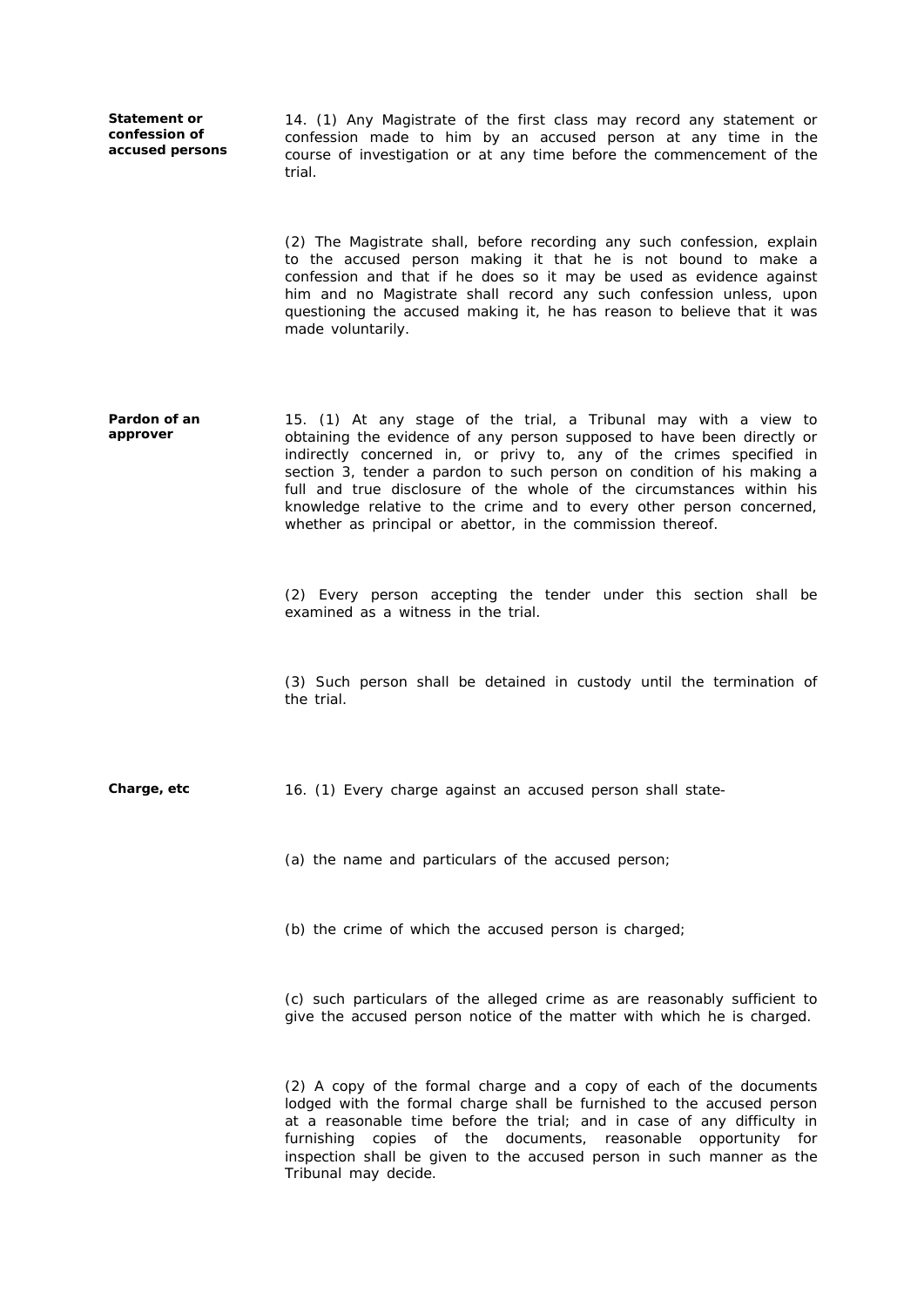**Statement or confession of accused persons**

14. (1) Any Magistrate of the first class may record any statement or confession made to him by an accused person at any time in the course of investigation or at any time before the commencement of the trial.

(2) The Magistrate shall, before recording any such confession, explain to the accused person making it that he is not bound to make a confession and that if he does so it may be used as evidence against him and no Magistrate shall record any such confession unless, upon questioning the accused making it, he has reason to believe that it was made voluntarily.

**Pardon of an approver**

15. (1) At any stage of the trial, a Tribunal may with a view to obtaining the evidence of any person supposed to have been directly or indirectly concerned in, or privy to, any of the crimes specified in section 3, tender a pardon to such person on condition of his making a full and true disclosure of the whole of the circumstances within his knowledge relative to the crime and to every other person concerned, whether as principal or abettor, in the commission thereof.

(2) Every person accepting the tender under this section shall be examined as a witness in the trial.

(3) Such person shall be detained in custody until the termination of the trial.

**Charge, etc**

16. (1) Every charge against an accused person shall state-

(a) the name and particulars of the accused person;

(b) the crime of which the accused person is charged;

(c) such particulars of the alleged crime as are reasonably sufficient to give the accused person notice of the matter with which he is charged.

(2) A copy of the formal charge and a copy of each of the documents lodged with the formal charge shall be furnished to the accused person at a reasonable time before the trial; and in case of any difficulty in furnishing copies of the documents, reasonable opportunity for inspection shall be given to the accused person in such manner as the Tribunal may decide.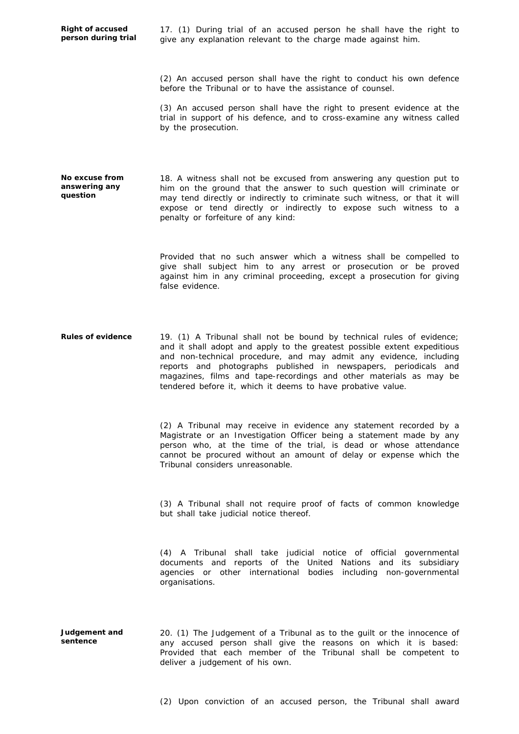**Right of accused person during trial**

17. (1) During trial of an accused person he shall have the right to give any explanation relevant to the charge made against him.

(2) An accused person shall have the right to conduct his own defence before the Tribunal or to have the assistance of counsel.

(3) An accused person shall have the right to present evidence at the trial in support of his defence, and to cross-examine any witness called by the prosecution.

**No excuse from answering any question**

18. A witness shall not be excused from answering any question put to him on the ground that the answer to such question will criminate or may tend directly or indirectly to criminate such witness, or that it will expose or tend directly or indirectly to expose such witness to a penalty or forfeiture of any kind:

Provided that no such answer which a witness shall be compelled to give shall subject him to any arrest or prosecution or be proved against him in any criminal proceeding, except a prosecution for giving false evidence.

**Rules of evidence**

19. (1) A Tribunal shall not be bound by technical rules of evidence; and it shall adopt and apply to the greatest possible extent expeditious and non-technical procedure, and may admit any evidence, including reports and photographs published in newspapers, periodicals and magazines, films and tape-recordings and other materials as may be tendered before it, which it deems to have probative value.

(2) A Tribunal may receive in evidence any statement recorded by a Magistrate or an Investigation Officer being a statement made by any person who, at the time of the trial, is dead or whose attendance cannot be procured without an amount of delay or expense which the Tribunal considers unreasonable.

(3) A Tribunal shall not require proof of facts of common knowledge but shall take judicial notice thereof.

(4) A Tribunal shall take judicial notice of official governmental documents and reports of the United Nations and its subsidiary agencies or other international bodies including non-governmental organisations.

**Judgement and sentence**

20. (1) The Judgement of a Tribunal as to the guilt or the innocence of any accused person shall give the reasons on which it is based: Provided that each member of the Tribunal shall be competent to deliver a judgement of his own.

(2) Upon conviction of an accused person, the Tribunal shall award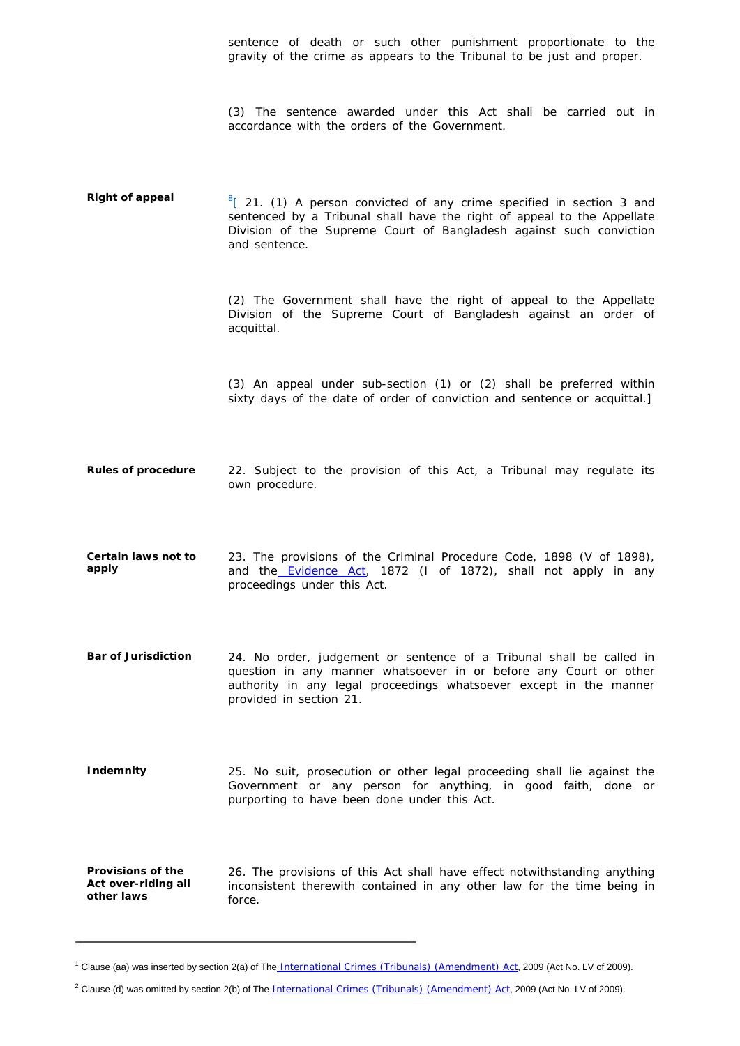sentence of death or such other punishment proportionate to the gravity of the crime as appears to the Tribunal to be just and proper.

(3) The sentence awarded under this Act shall be carried out in accordance with the orders of the Government.

**Right of appeal**

[8][ 21. (1) A person convicted of any crime specified in section 3 and sentenced by a Tribunal shall have the right of appeal to the Appellate Division of the Supreme Court of Bangladesh against such conviction and sentence.

(2) The Government shall have the right of appeal to the Appellate Division of the Supreme Court of Bangladesh against an order of acquittal.

(3) An appeal under sub-section (1) or (2) shall be preferred within sixty days of the date of order of conviction and sentence or acquittal.]

**Rules of procedure**

22. Subject to the provision of this Act, a Tribunal may regulate its own procedure.

**Certain laws not to apply**

23. The provisions of the Criminal Procedure Code, 1898 (V of 1898), and the Evidence Act, 1872 (I of 1872), shall not apply in any proceedings under this Act.

**Bar of Jurisdiction**

24. No order, judgement or sentence of a Tribunal shall be called in question in any manner whatsoever in or before any Court or other authority in any legal proceedings whatsoever except in the manner provided in section 21.

**Indemnity**

25. No suit, prosecution or other legal proceeding shall lie against the Government or any person for anything, in good faith, done or purporting to have been done under this Act.

**Provisions of the Act over-riding all other laws**

26. The provisions of this Act shall have effect notwithstanding anything inconsistent therewith contained in any other law for the time being in force.

---

[1] Clause (aa) was inserted by section 2(a) of The International Crimes (Tribunals) (Amendment) Act, 2009 (Act No. LV of 2009).

[2] Clause (d) was omitted by section 2(b) of The International Crimes (Tribunals) (Amendment) Act, 2009 (Act No. LV of 2009).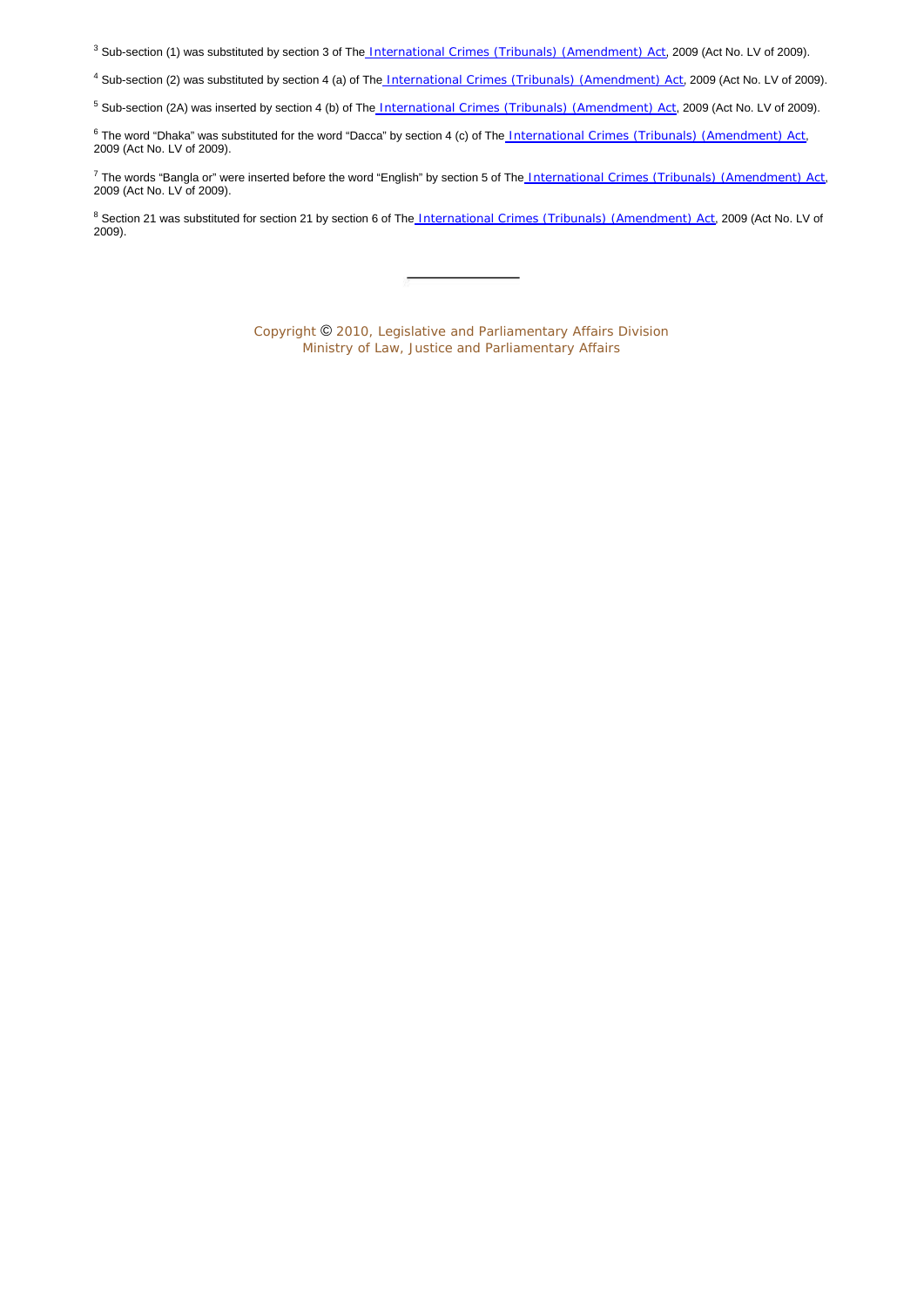[3] Sub-section (1) was substituted by section 3 of The International Crimes (Tribunals) (Amendment) Act, 2009 (Act No. LV of 2009).

[4] Sub-section (2) was substituted by section 4 (a) of The International Crimes (Tribunals) (Amendment) Act, 2009 (Act No. LV of 2009).

[5] Sub-section (2A) was inserted by section 4 (b) of The International Crimes (Tribunals) (Amendment) Act, 2009 (Act No. LV of 2009).

[6] The word "Dhaka" was substituted for the word "Dacca" by section 4 (c) of The International Crimes (Tribunals) (Amendment) Act, 2009 (Act No. LV of 2009).

[7] The words "Bangla or" were inserted before the word "English" by section 5 of The International Crimes (Tribunals) (Amendment) Act, 2009 (Act No. LV of 2009).

[8] Section 21 was substituted for section 21 by section 6 of The International Crimes (Tribunals) (Amendment) Act, 2009 (Act No. LV of 2009).

---

Copyright © 2010, Legislative and Parliamentary Affairs Division
Ministry of Law, Justice and Parliamentary Affairs